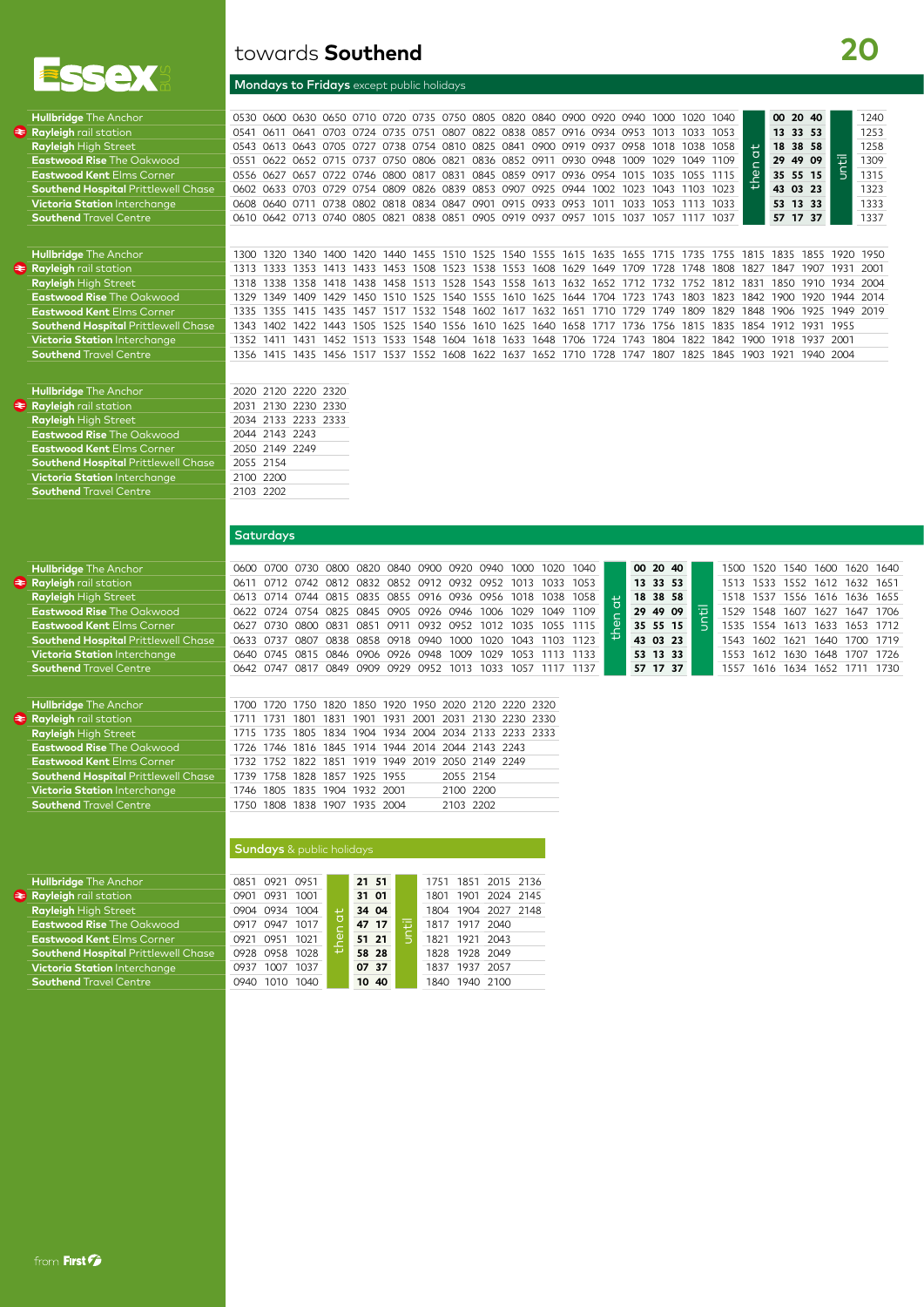# towards **Southend** — 20

Essex Bus

## Mondays to Fridays except public holidays

| Stop | | | | | | | | | | | | | | | | | | | | | |
|---|---|---|---|---|---|---|---|---|---|---|---|---|---|---|---|---|---|---|---|---|---|
| **Hullbridge** The Anchor | 0530 | 0600 | 0630 | 0650 | 0710 | 0720 | 0735 | 0750 | 0805 | 0820 | 0840 | 0900 | 0920 | 0940 | 1000 | 1020 | 1040 | then at | **00 20 40** | until | 1240 |
| **Rayleigh** rail station | 0541 | 0611 | 0641 | 0703 | 0724 | 0735 | 0751 | 0807 | 0822 | 0838 | 0857 | 0916 | 0934 | 0953 | 1013 | 1033 | 1053 | | **13 33 53** | | 1253 |
| **Rayleigh** High Street | 0543 | 0613 | 0643 | 0705 | 0727 | 0738 | 0754 | 0810 | 0825 | 0841 | 0900 | 0919 | 0937 | 0958 | 1018 | 1038 | 1058 | | **18 38 58** | | 1258 |
| **Eastwood Rise** The Oakwood | 0551 | 0622 | 0652 | 0715 | 0737 | 0750 | 0806 | 0821 | 0836 | 0852 | 0911 | 0930 | 0948 | 1009 | 1029 | 1049 | 1109 | | **29 49 09** | | 1309 |
| **Eastwood Kent** Elms Corner | 0556 | 0627 | 0657 | 0722 | 0746 | 0800 | 0817 | 0831 | 0845 | 0859 | 0917 | 0936 | 0954 | 1015 | 1035 | 1055 | 1115 | | **35 55 15** | | 1315 |
| **Southend Hospital** Prittlewell Chase | 0602 | 0633 | 0703 | 0729 | 0754 | 0809 | 0826 | 0839 | 0853 | 0907 | 0925 | 0944 | 1002 | 1023 | 1043 | 1103 | 1023 | | **43 03 23** | | 1323 |
| **Victoria Station** Interchange | 0608 | 0640 | 0711 | 0738 | 0802 | 0818 | 0834 | 0847 | 0901 | 0915 | 0933 | 0953 | 1011 | 1033 | 1053 | 1113 | 1033 | | **53 13 33** | | 1333 |
| **Southend** Travel Centre | 0610 | 0642 | 0713 | 0740 | 0805 | 0821 | 0838 | 0851 | 0905 | 0919 | 0937 | 0957 | 1015 | 1037 | 1057 | 1117 | 1037 | | **57 17 37** | | 1337 |

| Stop | | | | | | | | | | | | | | | | | | | | | | |
|---|---|---|---|---|---|---|---|---|---|---|---|---|---|---|---|---|---|---|---|---|---|---|
| **Hullbridge** The Anchor | 1300 | 1320 | 1340 | 1400 | 1420 | 1440 | 1455 | 1510 | 1525 | 1540 | 1555 | 1615 | 1635 | 1655 | 1715 | 1735 | 1755 | 1815 | 1835 | 1855 | 1920 | 1950 |
| **Rayleigh** rail station | 1313 | 1333 | 1353 | 1413 | 1433 | 1453 | 1508 | 1523 | 1538 | 1553 | 1608 | 1629 | 1649 | 1709 | 1728 | 1748 | 1808 | 1827 | 1847 | 1907 | 1931 | 2001 |
| **Rayleigh** High Street | 1318 | 1338 | 1358 | 1418 | 1438 | 1458 | 1513 | 1528 | 1543 | 1558 | 1613 | 1632 | 1652 | 1712 | 1732 | 1752 | 1812 | 1831 | 1850 | 1910 | 1934 | 2004 |
| **Eastwood Rise** The Oakwood | 1329 | 1349 | 1409 | 1429 | 1450 | 1510 | 1525 | 1540 | 1555 | 1610 | 1625 | 1644 | 1704 | 1723 | 1743 | 1803 | 1823 | 1842 | 1900 | 1920 | 1944 | 2014 |
| **Eastwood Kent** Elms Corner | 1335 | 1355 | 1415 | 1435 | 1457 | 1517 | 1532 | 1548 | 1602 | 1617 | 1632 | 1651 | 1710 | 1729 | 1749 | 1809 | 1829 | 1848 | 1906 | 1925 | 1949 | 2019 |
| **Southend Hospital** Prittlewell Chase | 1343 | 1402 | 1422 | 1443 | 1505 | 1525 | 1540 | 1556 | 1610 | 1625 | 1640 | 1658 | 1717 | 1736 | 1756 | 1815 | 1835 | 1854 | 1912 | 1931 | 1955 | |
| **Victoria Station** Interchange | 1352 | 1411 | 1431 | 1452 | 1513 | 1533 | 1548 | 1604 | 1618 | 1633 | 1648 | 1706 | 1724 | 1743 | 1804 | 1822 | 1842 | 1900 | 1918 | 1937 | 2001 | |
| **Southend** Travel Centre | 1356 | 1415 | 1435 | 1456 | 1517 | 1537 | 1552 | 1608 | 1622 | 1637 | 1652 | 1710 | 1728 | 1747 | 1807 | 1825 | 1845 | 1903 | 1921 | 1940 | 2004 | |

| Stop | | | | |
|---|---|---|---|---|
| **Hullbridge** The Anchor | 2020 | 2120 | 2220 | 2320 |
| **Rayleigh** rail station | 2031 | 2130 | 2230 | 2330 |
| **Rayleigh** High Street | 2034 | 2133 | 2233 | 2333 |
| **Eastwood Rise** The Oakwood | 2044 | 2143 | 2243 | |
| **Eastwood Kent** Elms Corner | 2050 | 2149 | 2249 | |
| **Southend Hospital** Prittlewell Chase | 2055 | 2154 | | |
| **Victoria Station** Interchange | 2100 | 2200 | | |
| **Southend** Travel Centre | 2103 | 2202 | | |

## Saturdays

| Stop | | | | | | | | | | | | | | | | | | | | | |
|---|---|---|---|---|---|---|---|---|---|---|---|---|---|---|---|---|---|---|---|---|---|
| **Hullbridge** The Anchor | 0600 | 0700 | 0730 | 0800 | 0820 | 0840 | 0900 | 0920 | 0940 | 1000 | 1020 | 1040 | then at | **00 20 40** | until | 1500 | 1520 | 1540 | 1600 | 1620 | 1640 |
| **Rayleigh** rail station | 0611 | 0712 | 0742 | 0812 | 0832 | 0852 | 0912 | 0932 | 0952 | 1013 | 1033 | 1053 | | **13 33 53** | | 1513 | 1533 | 1552 | 1612 | 1632 | 1651 |
| **Rayleigh** High Street | 0613 | 0714 | 0744 | 0815 | 0835 | 0855 | 0916 | 0936 | 0956 | 1018 | 1038 | 1058 | | **18 38 58** | | 1518 | 1537 | 1556 | 1616 | 1636 | 1655 |
| **Eastwood Rise** The Oakwood | 0622 | 0724 | 0754 | 0825 | 0845 | 0905 | 0926 | 0946 | 1006 | 1029 | 1049 | 1109 | | **29 49 09** | | 1529 | 1548 | 1607 | 1627 | 1647 | 1706 |
| **Eastwood Kent** Elms Corner | 0627 | 0730 | 0800 | 0831 | 0851 | 0911 | 0932 | 0952 | 1012 | 1035 | 1055 | 1115 | | **35 55 15** | | 1535 | 1554 | 1613 | 1633 | 1653 | 1712 |
| **Southend Hospital** Prittlewell Chase | 0633 | 0737 | 0807 | 0838 | 0858 | 0918 | 0940 | 1000 | 1020 | 1043 | 1103 | 1123 | | **43 03 23** | | 1543 | 1602 | 1621 | 1640 | 1700 | 1719 |
| **Victoria Station** Interchange | 0640 | 0745 | 0815 | 0846 | 0906 | 0926 | 0948 | 1009 | 1029 | 1053 | 1113 | 1133 | | **53 13 33** | | 1553 | 1612 | 1630 | 1648 | 1707 | 1726 |
| **Southend** Travel Centre | 0642 | 0747 | 0817 | 0849 | 0909 | 0929 | 0952 | 1013 | 1033 | 1057 | 1117 | 1137 | | **57 17 37** | | 1557 | 1616 | 1634 | 1652 | 1711 | 1730 |

| Stop | | | | | | | | | | | |
|---|---|---|---|---|---|---|---|---|---|---|---|
| **Hullbridge** The Anchor | 1700 | 1720 | 1750 | 1820 | 1850 | 1920 | 1950 | 2020 | 2120 | 2220 | 2320 |
| **Rayleigh** rail station | 1711 | 1731 | 1801 | 1831 | 1901 | 1931 | 2001 | 2031 | 2130 | 2230 | 2330 |
| **Rayleigh** High Street | 1715 | 1735 | 1805 | 1834 | 1904 | 1934 | 2004 | 2034 | 2133 | 2233 | 2333 |
| **Eastwood Rise** The Oakwood | 1726 | 1746 | 1816 | 1845 | 1914 | 1944 | 2014 | 2044 | 2143 | 2243 | |
| **Eastwood Kent** Elms Corner | 1732 | 1752 | 1822 | 1851 | 1919 | 1949 | 2019 | 2050 | 2149 | 2249 | |
| **Southend Hospital** Prittlewell Chase | 1739 | 1758 | 1828 | 1857 | 1925 | 1955 | | 2055 | 2154 | | |
| **Victoria Station** Interchange | 1746 | 1805 | 1835 | 1904 | 1932 | 2001 | | 2100 | 2200 | | |
| **Southend** Travel Centre | 1750 | 1808 | 1838 | 1907 | 1935 | 2004 | | 2103 | 2202 | | |

## Sundays & public holidays

| Stop | | | | | | | | | | | |
|---|---|---|---|---|---|---|---|---|---|---|---|
| **Hullbridge** The Anchor | 0851 | 0921 | 0951 | then at | **21 51** | until | 1751 | 1851 | 2015 | 2136 |
| **Rayleigh** rail station | 0901 | 0931 | 1001 | | **31 01** | | 1801 | 1901 | 2024 | 2145 |
| **Rayleigh** High Street | 0904 | 0934 | 1004 | | **34 04** | | 1804 | 1904 | 2027 | 2148 |
| **Eastwood Rise** The Oakwood | 0917 | 0947 | 1017 | | **47 17** | | 1817 | 1917 | 2040 | |
| **Eastwood Kent** Elms Corner | 0921 | 0951 | 1021 | | **51 21** | | 1821 | 1921 | 2043 | |
| **Southend Hospital** Prittlewell Chase | 0928 | 0958 | 1028 | | **58 28** | | 1828 | 1928 | 2049 | |
| **Victoria Station** Interchange | 0937 | 1007 | 1037 | | **07 37** | | 1837 | 1937 | 2057 | |
| **Southend** Travel Centre | 0940 | 1010 | 1040 | | **10 40** | | 1840 | 1940 | 2100 | |

from First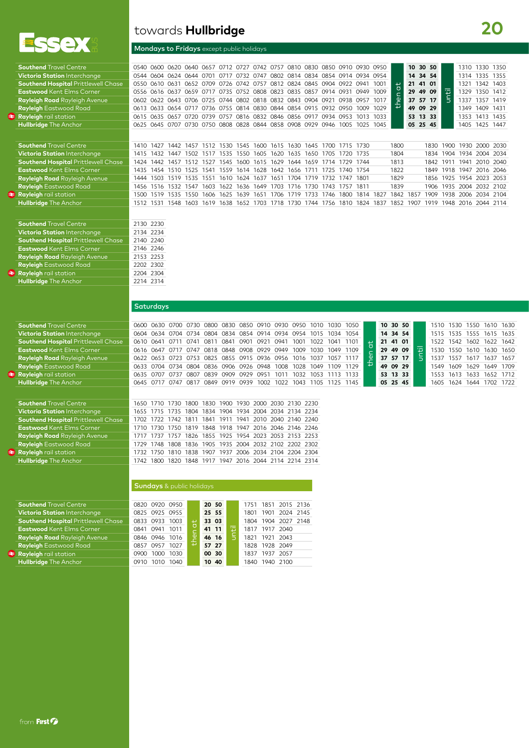# towards **Hullbridge** 20

## **Mondays to Fridays** except public holidays

| | | | | | | | | | | | | | | | | | | | | | |
|---|---|---|---|---|---|---|---|---|---|---|---|---|---|---|---|---|---|---|---|---|---|
| **Southend** Travel Centre | 0540 | 0600 | 0620 | 0640 | 0657 | 0712 | 0727 | 0742 | 0757 | 0810 | 0830 | 0850 | 0910 | 0930 | 0950 | then at | **10 30 50** | until | 1310 | 1330 | 1350 |
| **Victoria Station** Interchange | 0544 | 0604 | 0624 | 0644 | 0701 | 0717 | 0732 | 0747 | 0802 | 0814 | 0834 | 0854 | 0914 | 0934 | 0954 | | **14 34 54** | | 1314 | 1335 | 1355 |
| **Southend Hospital** Prittlewell Chase | 0550 | 0610 | 0631 | 0652 | 0709 | 0726 | 0742 | 0757 | 0812 | 0824 | 0845 | 0904 | 0922 | 0941 | 1001 | | **21 41 01** | | 1321 | 1342 | 1403 |
| **Eastwood** Kent Elms Corner | 0556 | 0616 | 0637 | 0659 | 0717 | 0735 | 0752 | 0808 | 0823 | 0835 | 0857 | 0914 | 0931 | 0949 | 1009 | | **29 49 09** | | 1329 | 1350 | 1412 |
| **Rayleigh Road** Rayleigh Avenue | 0602 | 0622 | 0643 | 0706 | 0725 | 0744 | 0802 | 0818 | 0832 | 0843 | 0904 | 0921 | 0938 | 0957 | 1017 | | **37 57 17** | | 1337 | 1357 | 1419 |
| **Rayleigh** Eastwood Road | 0613 | 0633 | 0654 | 0717 | 0736 | 0755 | 0814 | 0830 | 0844 | 0854 | 0915 | 0932 | 0950 | 1009 | 1029 | | **49 09 29** | | 1349 | 1409 | 1431 |
| **Rayleigh** rail station | 0615 | 0635 | 0657 | 0720 | 0739 | 0757 | 0816 | 0832 | 0846 | 0856 | 0917 | 0934 | 0953 | 1013 | 1033 | | **53 13 33** | | 1353 | 1413 | 1435 |
| **Hullbridge** The Anchor | 0625 | 0645 | 0707 | 0730 | 0750 | 0808 | 0828 | 0844 | 0858 | 0908 | 0929 | 0946 | 1005 | 1025 | 1045 | | **05 25 45** | | 1405 | 1425 | 1447 |

| | | | | | | | | | | | | | | | | | | | | | |
|---|---|---|---|---|---|---|---|---|---|---|---|---|---|---|---|---|---|---|---|---|---|
| **Southend** Travel Centre | 1410 | 1427 | 1442 | 1457 | 1512 | 1530 | 1545 | 1600 | 1615 | 1630 | 1645 | 1700 | 1715 | 1730 | | 1800 | | 1830 | 1900 | 1930 | 2000 | 2030 |
| **Victoria Station** Interchange | 1415 | 1432 | 1447 | 1502 | 1517 | 1535 | 1550 | 1605 | 1620 | 1635 | 1650 | 1705 | 1720 | 1735 | | 1804 | | 1834 | 1904 | 1934 | 2004 | 2034 |
| **Southend Hospital** Prittlewell Chase | 1424 | 1442 | 1457 | 1512 | 1527 | 1545 | 1600 | 1615 | 1629 | 1644 | 1659 | 1714 | 1729 | 1744 | | 1813 | | 1842 | 1911 | 1941 | 2010 | 2040 |
| **Eastwood** Kent Elms Corner | 1435 | 1454 | 1510 | 1525 | 1541 | 1559 | 1614 | 1628 | 1642 | 1656 | 1711 | 1725 | 1740 | 1754 | | 1822 | | 1849 | 1918 | 1947 | 2016 | 2046 |
| **Rayleigh Road** Rayleigh Avenue | 1444 | 1503 | 1519 | 1535 | 1551 | 1610 | 1624 | 1637 | 1651 | 1704 | 1719 | 1732 | 1747 | 1801 | | 1829 | | 1856 | 1925 | 1954 | 2023 | 2053 |
| **Rayleigh** Eastwood Road | 1456 | 1516 | 1532 | 1547 | 1603 | 1622 | 1636 | 1649 | 1703 | 1716 | 1730 | 1743 | 1757 | 1811 | | 1839 | | 1906 | 1935 | 2004 | 2032 | 2102 |
| **Rayleigh** rail station | 1500 | 1519 | 1535 | 1550 | 1606 | 1625 | 1639 | 1651 | 1706 | 1719 | 1733 | 1746 | 1800 | 1814 | 1827 | 1842 | 1857 | 1909 | 1938 | 2006 | 2034 | 2104 |
| **Hullbridge** The Anchor | 1512 | 1531 | 1548 | 1603 | 1619 | 1638 | 1652 | 1703 | 1718 | 1730 | 1744 | 1756 | 1810 | 1824 | 1837 | 1852 | 1907 | 1919 | 1948 | 2016 | 2044 | 2114 |

| | | |
|---|---|---|
| **Southend** Travel Centre | 2130 | 2230 |
| **Victoria Station** Interchange | 2134 | 2234 |
| **Southend Hospital** Prittlewell Chase | 2140 | 2240 |
| **Eastwood** Kent Elms Corner | 2146 | 2246 |
| **Rayleigh Road** Rayleigh Avenue | 2153 | 2253 |
| **Rayleigh** Eastwood Road | 2202 | 2302 |
| **Rayleigh** rail station | 2204 | 2304 |
| **Hullbridge** The Anchor | 2214 | 2314 |

## **Saturdays**

| | | | | | | | | | | | | | | | | | | | | | |
|---|---|---|---|---|---|---|---|---|---|---|---|---|---|---|---|---|---|---|---|---|---|
| **Southend** Travel Centre | 0600 | 0630 | 0700 | 0730 | 0800 | 0830 | 0850 | 0910 | 0930 | 0950 | 1010 | 1030 | 1050 | then at | **10 30 50** | until | 1510 | 1530 | 1550 | 1610 | 1630 |
| **Victoria Station** Interchange | 0604 | 0634 | 0704 | 0734 | 0804 | 0834 | 0854 | 0914 | 0934 | 0954 | 1015 | 1034 | 1054 | | **14 34 54** | | 1515 | 1535 | 1555 | 1615 | 1635 |
| **Southend Hospital** Prittlewell Chase | 0610 | 0641 | 0711 | 0741 | 0811 | 0841 | 0901 | 0921 | 0941 | 1001 | 1022 | 1041 | 1101 | | **21 41 01** | | 1522 | 1542 | 1602 | 1622 | 1642 |
| **Eastwood** Kent Elms Corner | 0616 | 0647 | 0717 | 0747 | 0818 | 0848 | 0908 | 0929 | 0949 | 1009 | 1030 | 1049 | 1109 | | **29 49 09** | | 1530 | 1550 | 1610 | 1630 | 1650 |
| **Rayleigh Road** Rayleigh Avenue | 0622 | 0653 | 0723 | 0753 | 0825 | 0855 | 0915 | 0936 | 0956 | 1016 | 1037 | 1057 | 1117 | | **37 57 17** | | 1537 | 1557 | 1617 | 1637 | 1657 |
| **Rayleigh** Eastwood Road | 0633 | 0704 | 0734 | 0804 | 0836 | 0906 | 0926 | 0948 | 1008 | 1028 | 1049 | 1109 | 1129 | | **49 09 29** | | 1549 | 1609 | 1629 | 1649 | 1709 |
| **Rayleigh** rail station | 0635 | 0707 | 0737 | 0807 | 0839 | 0909 | 0929 | 0951 | 1011 | 1032 | 1053 | 1113 | 1133 | | **53 13 33** | | 1553 | 1613 | 1633 | 1652 | 1712 |
| **Hullbridge** The Anchor | 0645 | 0717 | 0747 | 0817 | 0849 | 0919 | 0939 | 1002 | 1022 | 1043 | 1105 | 1125 | 1145 | | **05 25 45** | | 1605 | 1624 | 1644 | 1702 | 1722 |

| | | | | | | | | | | | |
|---|---|---|---|---|---|---|---|---|---|---|---|
| **Southend** Travel Centre | 1650 | 1710 | 1730 | 1800 | 1830 | 1900 | 1930 | 2000 | 2030 | 2130 | 2230 |
| **Victoria Station** Interchange | 1655 | 1715 | 1735 | 1804 | 1834 | 1904 | 1934 | 2004 | 2034 | 2134 | 2234 |
| **Southend Hospital** Prittlewell Chase | 1702 | 1722 | 1742 | 1811 | 1841 | 1911 | 1941 | 2010 | 2040 | 2140 | 2240 |
| **Eastwood** Kent Elms Corner | 1710 | 1730 | 1750 | 1819 | 1848 | 1918 | 1947 | 2016 | 2046 | 2146 | 2246 |
| **Rayleigh Road** Rayleigh Avenue | 1717 | 1737 | 1757 | 1826 | 1855 | 1925 | 1954 | 2023 | 2053 | 2153 | 2253 |
| **Rayleigh** Eastwood Road | 1729 | 1748 | 1808 | 1836 | 1905 | 1935 | 2004 | 2032 | 2102 | 2202 | 2302 |
| **Rayleigh** rail station | 1732 | 1750 | 1810 | 1838 | 1907 | 1937 | 2006 | 2034 | 2104 | 2204 | 2304 |
| **Hullbridge** The Anchor | 1742 | 1800 | 1820 | 1848 | 1917 | 1947 | 2016 | 2044 | 2114 | 2214 | 2314 |

## **Sundays** & public holidays

| | | | | | | | | | | |
|---|---|---|---|---|---|---|---|---|---|---|
| **Southend** Travel Centre | 0820 | 0920 | 0950 | then at | **20 50** | until | 1751 | 1851 | 2015 | 2136 |
| **Victoria Station** Interchange | 0825 | 0925 | 0955 | | **25 55** | | 1801 | 1901 | 2024 | 2145 |
| **Southend Hospital** Prittlewell Chase | 0833 | 0933 | 1003 | | **33 03** | | 1804 | 1904 | 2027 | 2148 |
| **Eastwood** Kent Elms Corner | 0841 | 0941 | 1011 | | **41 11** | | 1817 | 1917 | 2040 | |
| **Rayleigh Road** Rayleigh Avenue | 0846 | 0946 | 1016 | | **46 16** | | 1821 | 1921 | 2043 | |
| **Rayleigh** Eastwood Road | 0857 | 0957 | 1027 | | **57 27** | | 1828 | 1928 | 2049 | |
| **Rayleigh** rail station | 0900 | 1000 | 1030 | | **00 30** | | 1837 | 1937 | 2057 | |
| **Hullbridge** The Anchor | 0910 | 1010 | 1040 | | **10 40** | | 1840 | 1940 | 2100 | |